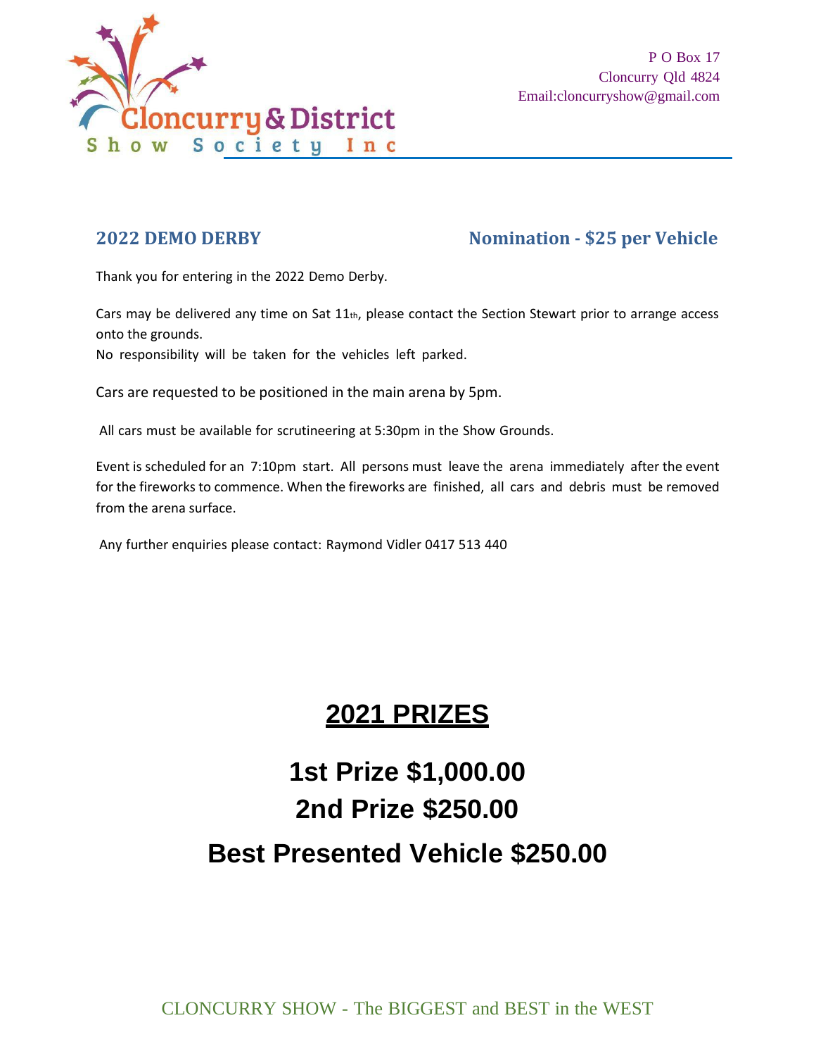Cloncurry & District Show Society Inc

P O Box 17
Cloncurry Qld 4824
Email:cloncurryshow@gmail.com

## 2022 DEMO DERBY — Nomination - $25 per Vehicle

Thank you for entering in the 2022 Demo Derby.

Cars may be delivered any time on Sat 11th, please contact the Section Stewart prior to arrange access onto the grounds.
No responsibility will be taken for the vehicles left parked.

Cars are requested to be positioned in the main arena by 5pm.

All cars must be available for scrutineering at 5:30pm in the Show Grounds.

Event is scheduled for an 7:10pm start. All persons must leave the arena immediately after the event for the fireworks to commence. When the fireworks are finished, all cars and debris must be removed from the arena surface.

Any further enquiries please contact: Raymond Vidler 0417 513 440

# 2021 PRIZES

## 1st Prize $1,000.00

## 2nd Prize $250.00

## Best Presented Vehicle $250.00

CLONCURRY SHOW - The BIGGEST and BEST in the WEST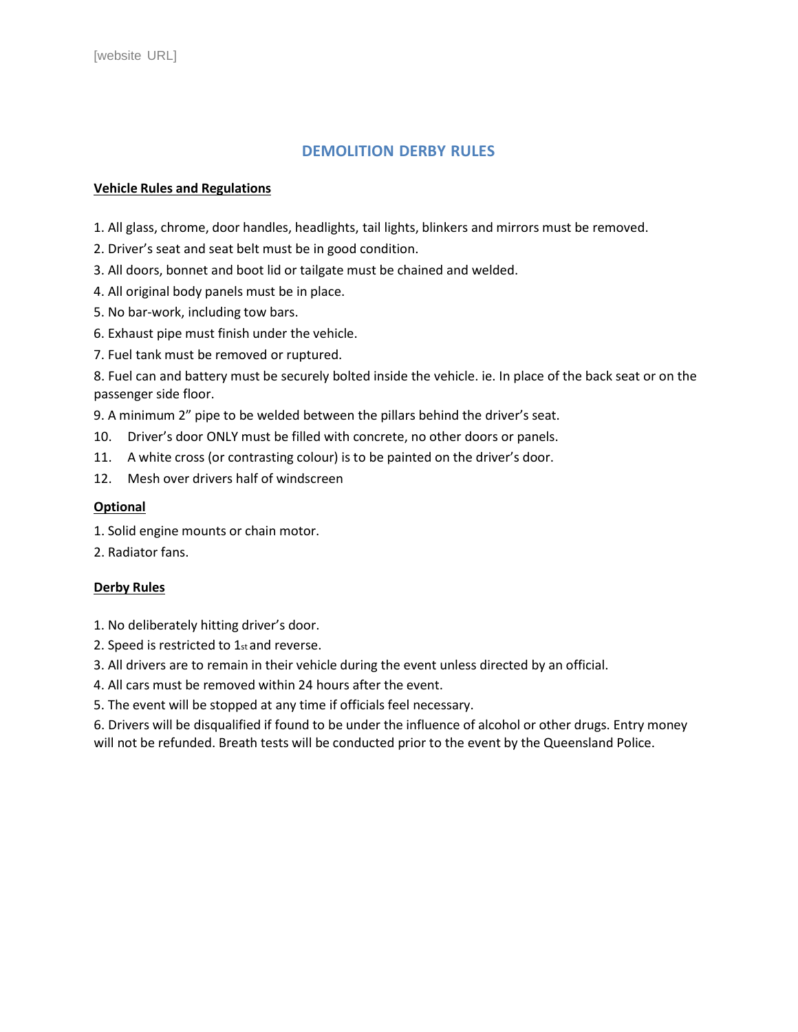# DEMOLITION DERBY RULES

**Vehicle Rules and Regulations**

1. All glass, chrome, door handles, headlights, tail lights, blinkers and mirrors must be removed.
2. Driver's seat and seat belt must be in good condition.
3. All doors, bonnet and boot lid or tailgate must be chained and welded.
4. All original body panels must be in place.
5. No bar-work, including tow bars.
6. Exhaust pipe must finish under the vehicle.
7. Fuel tank must be removed or ruptured.
8. Fuel can and battery must be securely bolted inside the vehicle. ie. In place of the back seat or on the passenger side floor.
9. A minimum 2" pipe to be welded between the pillars behind the driver's seat.
10. Driver's door ONLY must be filled with concrete, no other doors or panels.
11. A white cross (or contrasting colour) is to be painted on the driver's door.
12. Mesh over drivers half of windscreen

**Optional**

1. Solid engine mounts or chain motor.
2. Radiator fans.

**Derby Rules**

1. No deliberately hitting driver's door.
2. Speed is restricted to 1st and reverse.
3. All drivers are to remain in their vehicle during the event unless directed by an official.
4. All cars must be removed within 24 hours after the event.
5. The event will be stopped at any time if officials feel necessary.
6. Drivers will be disqualified if found to be under the influence of alcohol or other drugs. Entry money will not be refunded. Breath tests will be conducted prior to the event by the Queensland Police.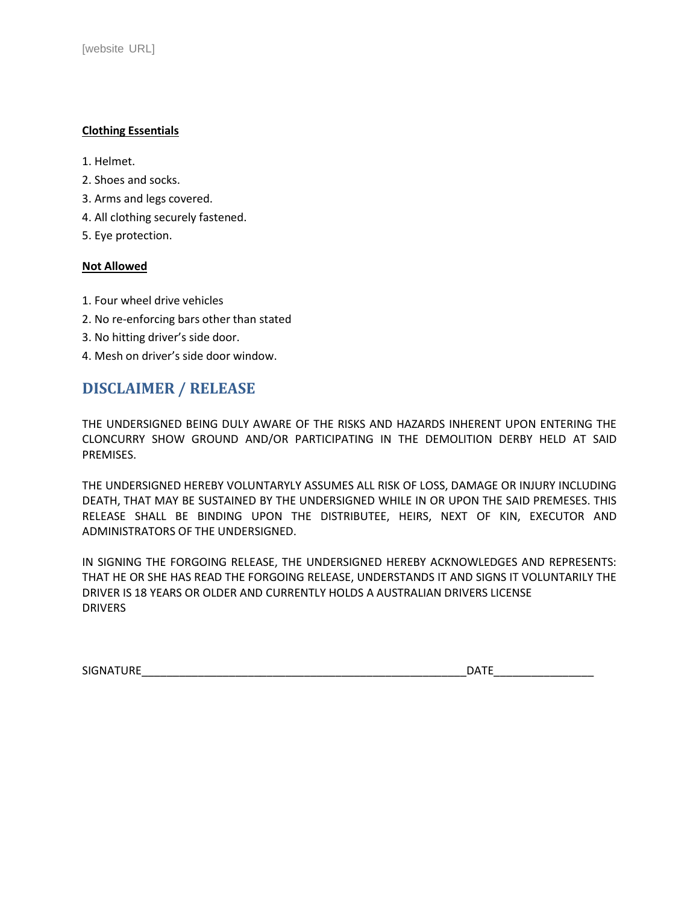**Clothing Essentials**

1. Helmet.
2. Shoes and socks.
3. Arms and legs covered.
4. All clothing securely fastened.
5. Eye protection.

**Not Allowed**

1. Four wheel drive vehicles
2. No re-enforcing bars other than stated
3. No hitting driver's side door.
4. Mesh on driver's side door window.

## DISCLAIMER / RELEASE

THE UNDERSIGNED BEING DULY AWARE OF THE RISKS AND HAZARDS INHERENT UPON ENTERING THE CLONCURRY SHOW GROUND AND/OR PARTICIPATING IN THE DEMOLITION DERBY HELD AT SAID PREMISES.

THE UNDERSIGNED HEREBY VOLUNTARYLY ASSUMES ALL RISK OF LOSS, DAMAGE OR INJURY INCLUDING DEATH, THAT MAY BE SUSTAINED BY THE UNDERSIGNED WHILE IN OR UPON THE SAID PREMESES. THIS RELEASE SHALL BE BINDING UPON THE DISTRIBUTEE, HEIRS, NEXT OF KIN, EXECUTOR AND ADMINISTRATORS OF THE UNDERSIGNED.

IN SIGNING THE FORGOING RELEASE, THE UNDERSIGNED HEREBY ACKNOWLEDGES AND REPRESENTS: THAT HE OR SHE HAS READ THE FORGOING RELEASE, UNDERSTANDS IT AND SIGNS IT VOLUNTARILY THE DRIVER IS 18 YEARS OR OLDER AND CURRENTLY HOLDS A AUSTRALIAN DRIVERS LICENSE
DRIVERS

SIGNATURE_____________________________________________________DATE________________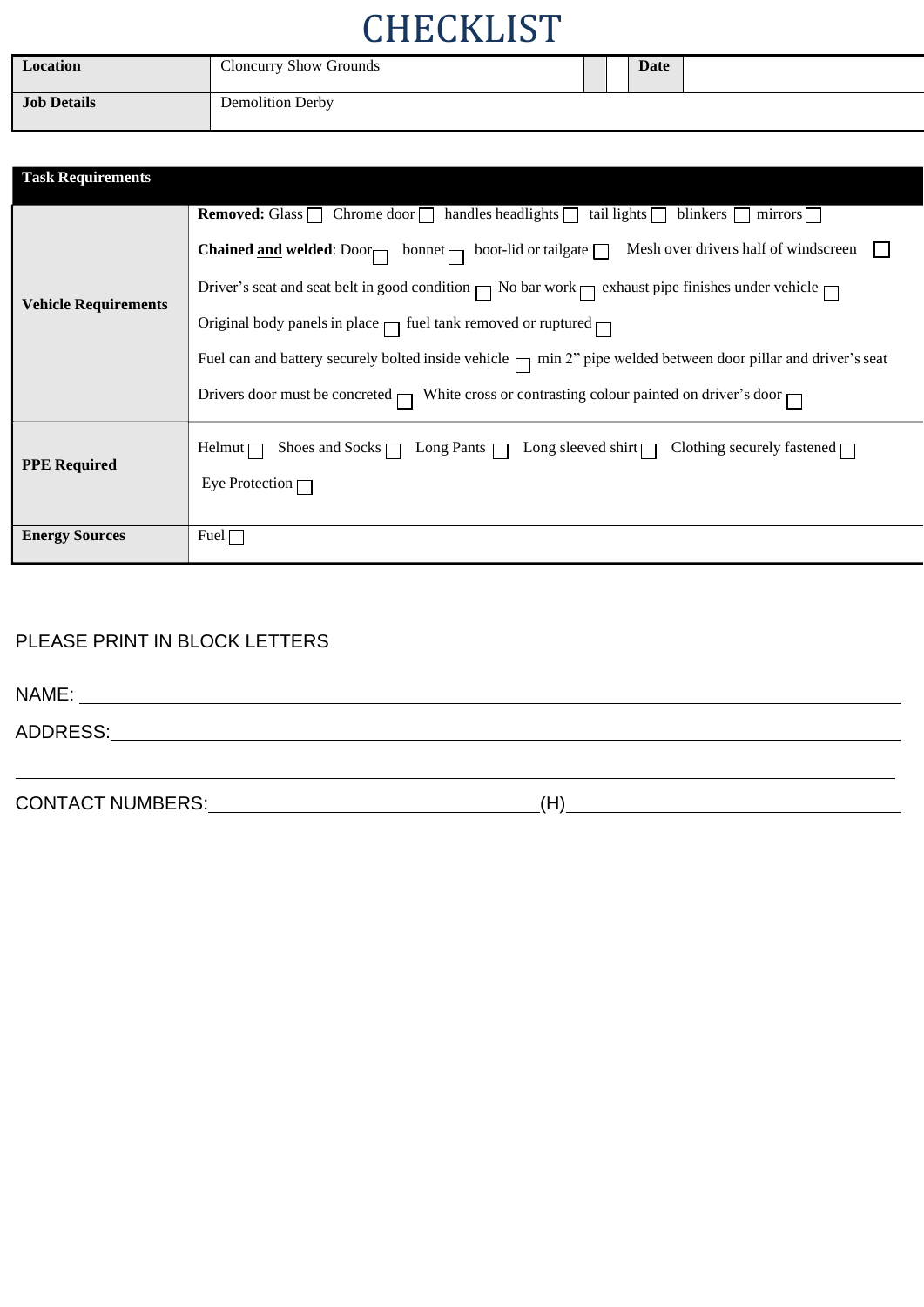# CHECKLIST

| Location | Cloncurry Show Grounds | | | Date | |
|---|---|---|---|---|---|
| **Job Details** | Demolition Derby | | | | |

| Task Requirements | |
|---|---|
| **Vehicle Requirements** | **Removed:** Glass ☐ Chrome door ☐ handles headlights ☐ tail lights ☐ blinkers ☐ mirrors ☐<br>**Chained and welded**: Door ☐ bonnet ☐ boot-lid or tailgate ☐ Mesh over drivers half of windscreen ☐<br>Driver's seat and seat belt in good condition ☐ No bar work ☐ exhaust pipe finishes under vehicle ☐<br>Original body panels in place ☐ fuel tank removed or ruptured ☐<br>Fuel can and battery securely bolted inside vehicle ☐ min 2" pipe welded between door pillar and driver's seat<br>Drivers door must be concreted ☐ White cross or contrasting colour painted on driver's door ☐ |
| **PPE Required** | Helmut ☐ Shoes and Socks ☐ Long Pants ☐ Long sleeved shirt ☐ Clothing securely fastened ☐<br>Eye Protection ☐ |
| **Energy Sources** | Fuel ☐ |

PLEASE PRINT IN BLOCK LETTERS

NAME: ____________________________________________

ADDRESS: ____________________________________________

____________________________________________

CONTACT NUMBERS: ______________________ (H) ______________________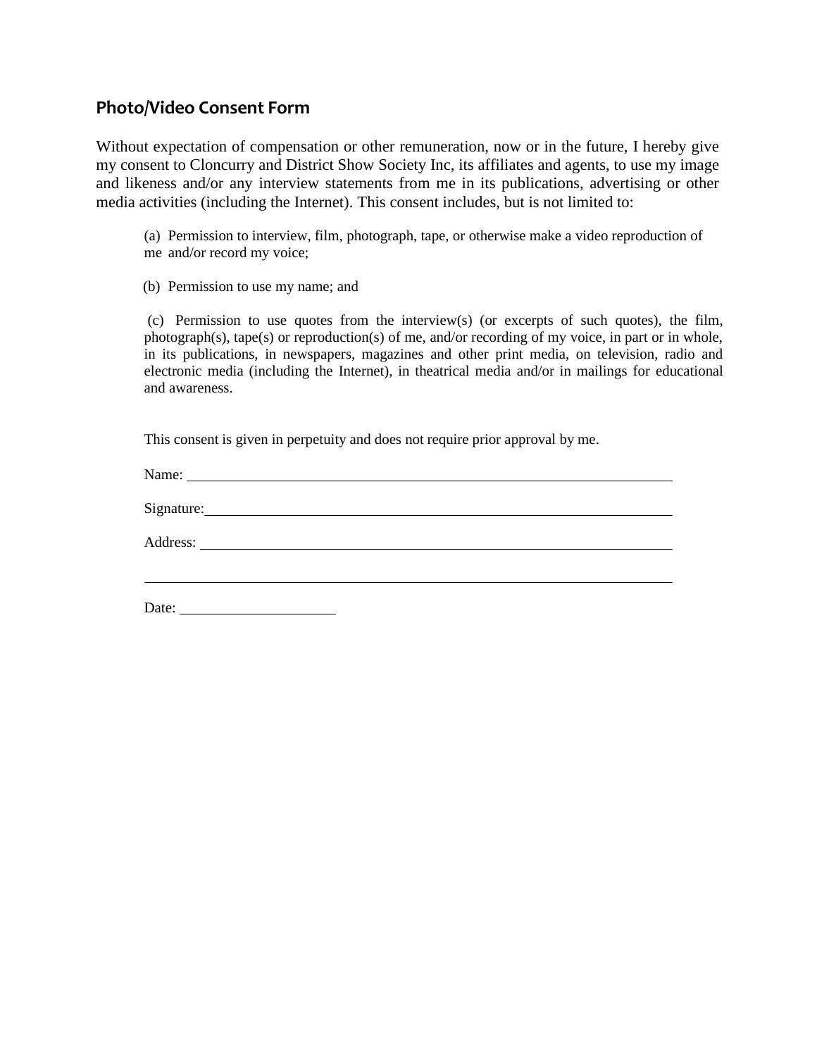## Photo/Video Consent Form

Without expectation of compensation or other remuneration, now or in the future, I hereby give my consent to Cloncurry and District Show Society Inc, its affiliates and agents, to use my image and likeness and/or any interview statements from me in its publications, advertising or other media activities (including the Internet). This consent includes, but is not limited to:

(a) Permission to interview, film, photograph, tape, or otherwise make a video reproduction of me and/or record my voice;

(b) Permission to use my name; and

(c) Permission to use quotes from the interview(s) (or excerpts of such quotes), the film, photograph(s), tape(s) or reproduction(s) of me, and/or recording of my voice, in part or in whole, in its publications, in newspapers, magazines and other print media, on television, radio and electronic media (including the Internet), in theatrical media and/or in mailings for educational and awareness.

This consent is given in perpetuity and does not require prior approval by me.

Name: ______________________________________________

Signature: ___________________________________________

Address: ____________________________________________

____________________________________________________

Date: ____________________